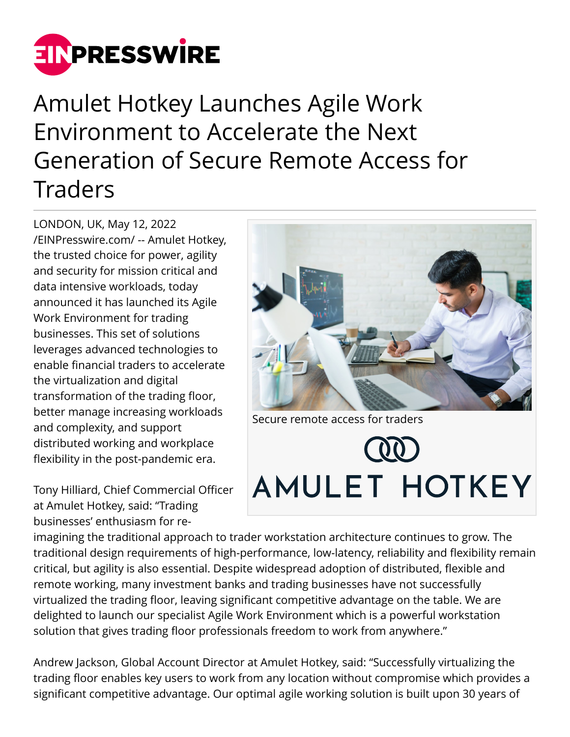# Amulet Hotkey Launches Agile Work Environment to Accelerate the Next Generation of Secure Remote Access for Traders

LONDON, UK, May 12, 2022 /EINPresswire.com/ -- Amulet Hotkey, the trusted choice for power, agility and security for mission critical and data intensive workloads, today announced it has launched its Agile Work Environment for trading businesses. This set of solutions leverages advanced technologies to enable financial traders to accelerate the virtualization and digital transformation of the trading floor, better manage increasing workloads and complexity, and support distributed working and workplace flexibility in the post-pandemic era.

Secure remote access for traders

Tony Hilliard, Chief Commercial Officer at Amulet Hotkey, said: "Trading businesses' enthusiasm for re-imagining the traditional approach to trader workstation architecture continues to grow. The traditional design requirements of high-performance, low-latency, reliability and flexibility remain critical, but agility is also essential. Despite widespread adoption of distributed, flexible and remote working, many investment banks and trading businesses have not successfully virtualized the trading floor, leaving significant competitive advantage on the table. We are delighted to launch our specialist Agile Work Environment which is a powerful workstation solution that gives trading floor professionals freedom to work from anywhere."

Andrew Jackson, Global Account Director at Amulet Hotkey, said: "Successfully virtualizing the trading floor enables key users to work from any location without compromise which provides a significant competitive advantage. Our optimal agile working solution is built upon 30 years of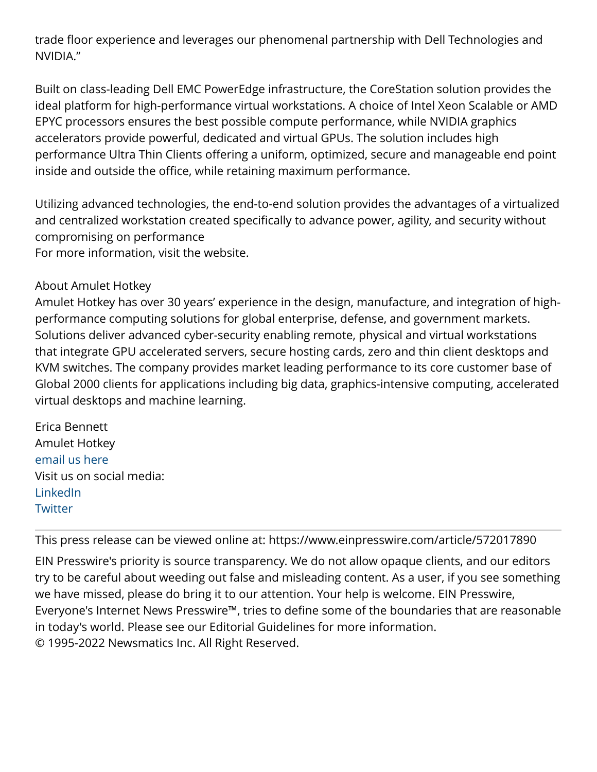trade floor experience and leverages our phenomenal partnership with Dell Technologies and NVIDIA."

Built on class-leading Dell EMC PowerEdge infrastructure, the CoreStation solution provides the ideal platform for high-performance virtual workstations. A choice of Intel Xeon Scalable or AMD EPYC processors ensures the best possible compute performance, while NVIDIA graphics accelerators provide powerful, dedicated and virtual GPUs. The solution includes high performance Ultra Thin Clients offering a uniform, optimized, secure and manageable end point inside and outside the office, while retaining maximum performance.

Utilizing advanced technologies, the end-to-end solution provides the advantages of a virtualized and centralized workstation created specifically to advance power, agility, and security without compromising on performance
For more information, visit the website.

About Amulet Hotkey
Amulet Hotkey has over 30 years' experience in the design, manufacture, and integration of high-performance computing solutions for global enterprise, defense, and government markets. Solutions deliver advanced cyber-security enabling remote, physical and virtual workstations that integrate GPU accelerated servers, secure hosting cards, zero and thin client desktops and KVM switches. The company provides market leading performance to its core customer base of Global 2000 clients for applications including big data, graphics-intensive computing, accelerated virtual desktops and machine learning.

Erica Bennett
Amulet Hotkey
email us here
Visit us on social media:
LinkedIn
Twitter

---

This press release can be viewed online at: https://www.einpresswire.com/article/572017890

EIN Presswire's priority is source transparency. We do not allow opaque clients, and our editors try to be careful about weeding out false and misleading content. As a user, if you see something we have missed, please do bring it to our attention. Your help is welcome. EIN Presswire, Everyone's Internet News Presswire™, tries to define some of the boundaries that are reasonable in today's world. Please see our Editorial Guidelines for more information.
© 1995-2022 Newsmatics Inc. All Right Reserved.